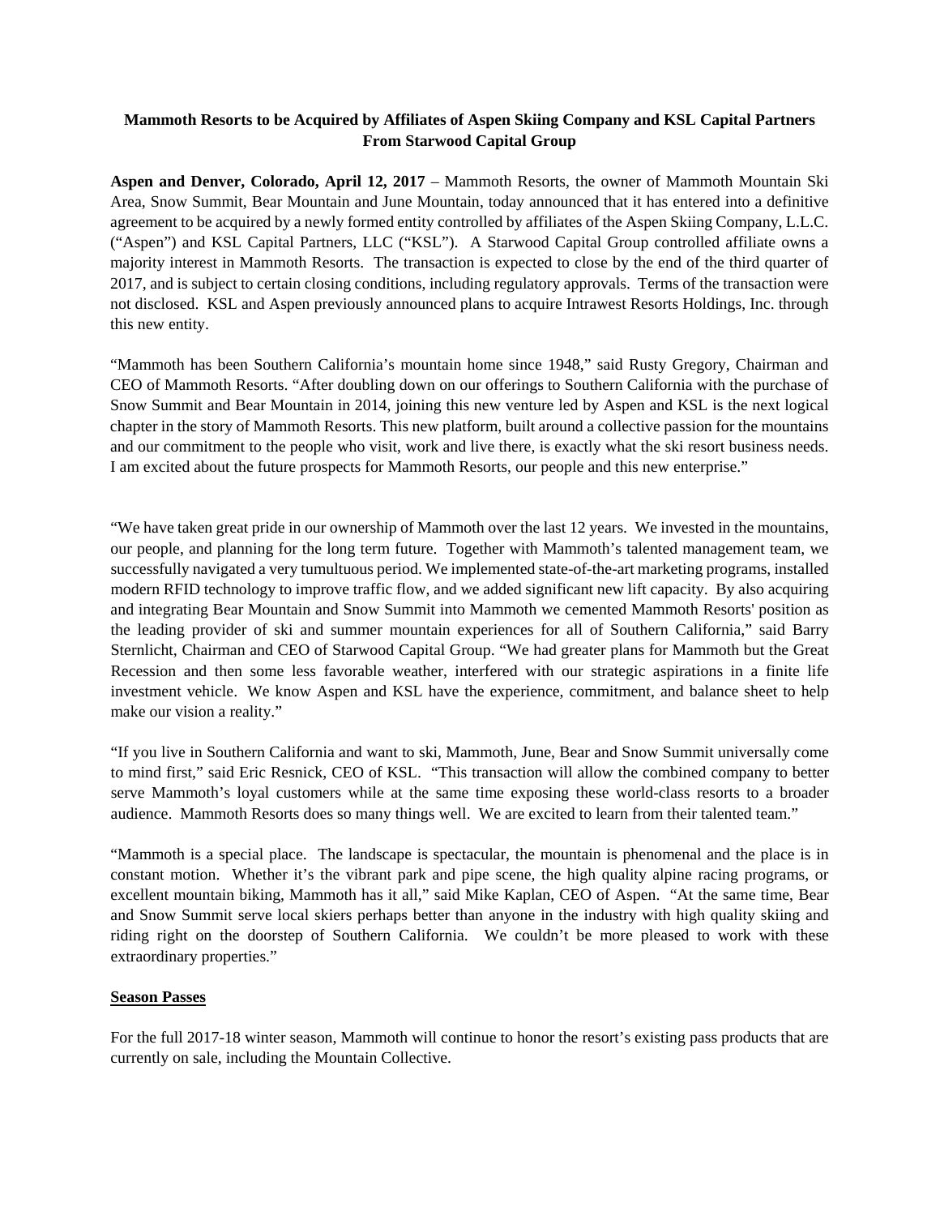**Mammoth Resorts to be Acquired by Affiliates of Aspen Skiing Company and KSL Capital Partners From Starwood Capital Group**

**Aspen and Denver, Colorado, April 12, 2017** – Mammoth Resorts, the owner of Mammoth Mountain Ski Area, Snow Summit, Bear Mountain and June Mountain, today announced that it has entered into a definitive agreement to be acquired by a newly formed entity controlled by affiliates of the Aspen Skiing Company, L.L.C. ("Aspen") and KSL Capital Partners, LLC ("KSL"). A Starwood Capital Group controlled affiliate owns a majority interest in Mammoth Resorts. The transaction is expected to close by the end of the third quarter of 2017, and is subject to certain closing conditions, including regulatory approvals. Terms of the transaction were not disclosed. KSL and Aspen previously announced plans to acquire Intrawest Resorts Holdings, Inc. through this new entity.

"Mammoth has been Southern California's mountain home since 1948," said Rusty Gregory, Chairman and CEO of Mammoth Resorts. "After doubling down on our offerings to Southern California with the purchase of Snow Summit and Bear Mountain in 2014, joining this new venture led by Aspen and KSL is the next logical chapter in the story of Mammoth Resorts. This new platform, built around a collective passion for the mountains and our commitment to the people who visit, work and live there, is exactly what the ski resort business needs. I am excited about the future prospects for Mammoth Resorts, our people and this new enterprise."

"We have taken great pride in our ownership of Mammoth over the last 12 years. We invested in the mountains, our people, and planning for the long term future. Together with Mammoth's talented management team, we successfully navigated a very tumultuous period. We implemented state-of-the-art marketing programs, installed modern RFID technology to improve traffic flow, and we added significant new lift capacity. By also acquiring and integrating Bear Mountain and Snow Summit into Mammoth we cemented Mammoth Resorts' position as the leading provider of ski and summer mountain experiences for all of Southern California," said Barry Sternlicht, Chairman and CEO of Starwood Capital Group. "We had greater plans for Mammoth but the Great Recession and then some less favorable weather, interfered with our strategic aspirations in a finite life investment vehicle. We know Aspen and KSL have the experience, commitment, and balance sheet to help make our vision a reality."

"If you live in Southern California and want to ski, Mammoth, June, Bear and Snow Summit universally come to mind first," said Eric Resnick, CEO of KSL. "This transaction will allow the combined company to better serve Mammoth's loyal customers while at the same time exposing these world-class resorts to a broader audience. Mammoth Resorts does so many things well. We are excited to learn from their talented team."

"Mammoth is a special place. The landscape is spectacular, the mountain is phenomenal and the place is in constant motion. Whether it's the vibrant park and pipe scene, the high quality alpine racing programs, or excellent mountain biking, Mammoth has it all," said Mike Kaplan, CEO of Aspen. "At the same time, Bear and Snow Summit serve local skiers perhaps better than anyone in the industry with high quality skiing and riding right on the doorstep of Southern California. We couldn't be more pleased to work with these extraordinary properties."

**Season Passes**

For the full 2017-18 winter season, Mammoth will continue to honor the resort's existing pass products that are currently on sale, including the Mountain Collective.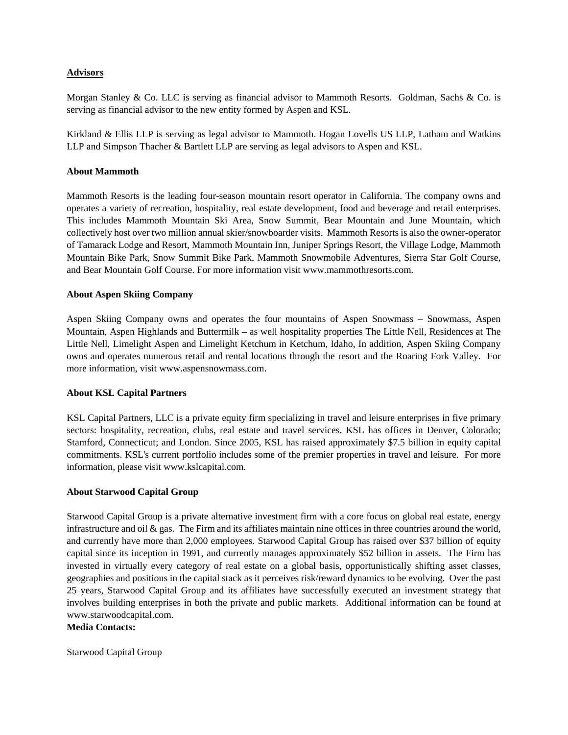**Advisors**

Morgan Stanley & Co. LLC is serving as financial advisor to Mammoth Resorts. Goldman, Sachs & Co. is serving as financial advisor to the new entity formed by Aspen and KSL.

Kirkland & Ellis LLP is serving as legal advisor to Mammoth. Hogan Lovells US LLP, Latham and Watkins LLP and Simpson Thacher & Bartlett LLP are serving as legal advisors to Aspen and KSL.

**About Mammoth**

Mammoth Resorts is the leading four-season mountain resort operator in California. The company owns and operates a variety of recreation, hospitality, real estate development, food and beverage and retail enterprises. This includes Mammoth Mountain Ski Area, Snow Summit, Bear Mountain and June Mountain, which collectively host over two million annual skier/snowboarder visits. Mammoth Resorts is also the owner-operator of Tamarack Lodge and Resort, Mammoth Mountain Inn, Juniper Springs Resort, the Village Lodge, Mammoth Mountain Bike Park, Snow Summit Bike Park, Mammoth Snowmobile Adventures, Sierra Star Golf Course, and Bear Mountain Golf Course. For more information visit www.mammothresorts.com.

**About Aspen Skiing Company**

Aspen Skiing Company owns and operates the four mountains of Aspen Snowmass – Snowmass, Aspen Mountain, Aspen Highlands and Buttermilk – as well hospitality properties The Little Nell, Residences at The Little Nell, Limelight Aspen and Limelight Ketchum in Ketchum, Idaho, In addition, Aspen Skiing Company owns and operates numerous retail and rental locations through the resort and the Roaring Fork Valley. For more information, visit www.aspensnowmass.com.

**About KSL Capital Partners**

KSL Capital Partners, LLC is a private equity firm specializing in travel and leisure enterprises in five primary sectors: hospitality, recreation, clubs, real estate and travel services. KSL has offices in Denver, Colorado; Stamford, Connecticut; and London. Since 2005, KSL has raised approximately $7.5 billion in equity capital commitments. KSL's current portfolio includes some of the premier properties in travel and leisure. For more information, please visit www.kslcapital.com.

**About Starwood Capital Group**

Starwood Capital Group is a private alternative investment firm with a core focus on global real estate, energy infrastructure and oil & gas. The Firm and its affiliates maintain nine offices in three countries around the world, and currently have more than 2,000 employees. Starwood Capital Group has raised over $37 billion of equity capital since its inception in 1991, and currently manages approximately $52 billion in assets. The Firm has invested in virtually every category of real estate on a global basis, opportunistically shifting asset classes, geographies and positions in the capital stack as it perceives risk/reward dynamics to be evolving. Over the past 25 years, Starwood Capital Group and its affiliates have successfully executed an investment strategy that involves building enterprises in both the private and public markets. Additional information can be found at www.starwoodcapital.com.

**Media Contacts:**

Starwood Capital Group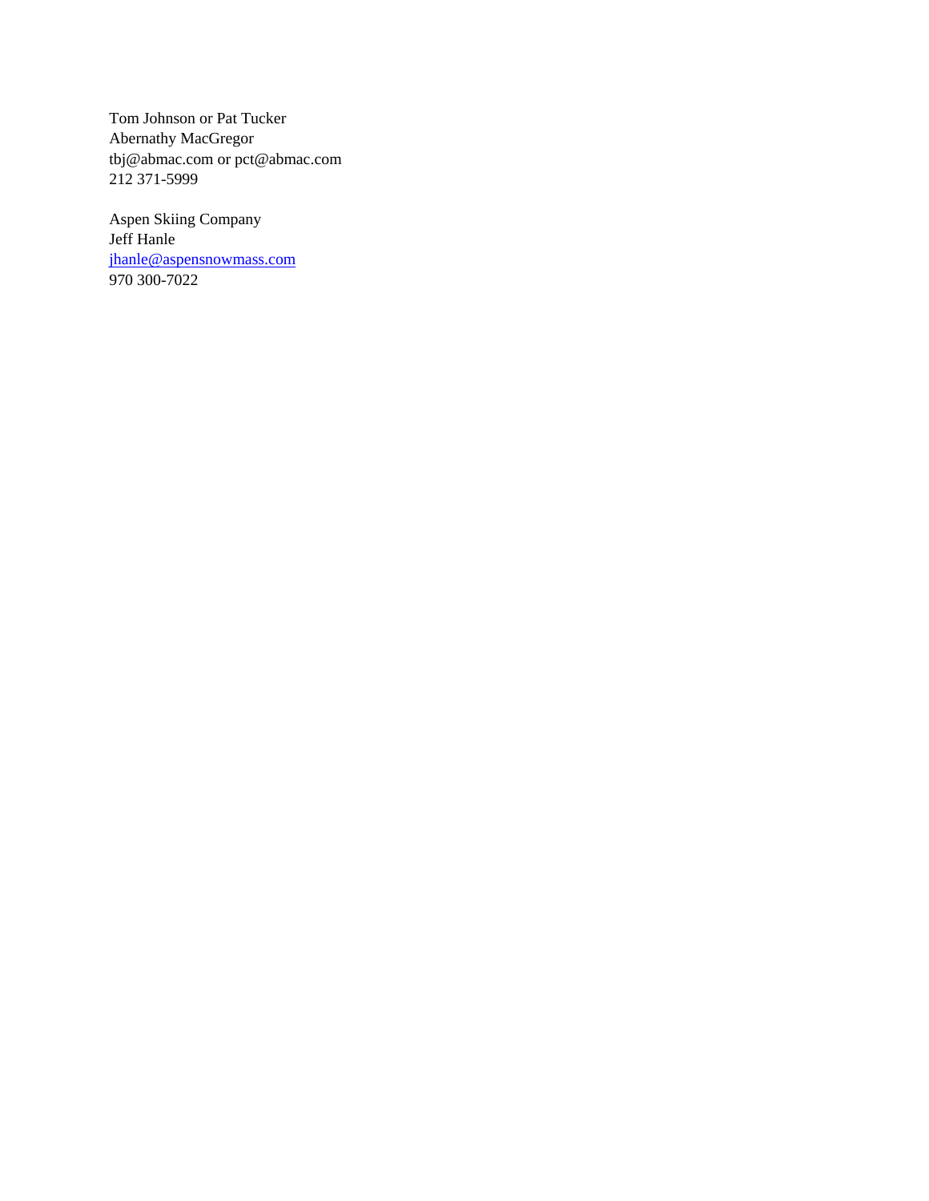Tom Johnson or Pat Tucker
Abernathy MacGregor
tbj@abmac.com or pct@abmac.com
212 371-5999

Aspen Skiing Company
Jeff Hanle
jhanle@aspensnowmass.com
970 300-7022